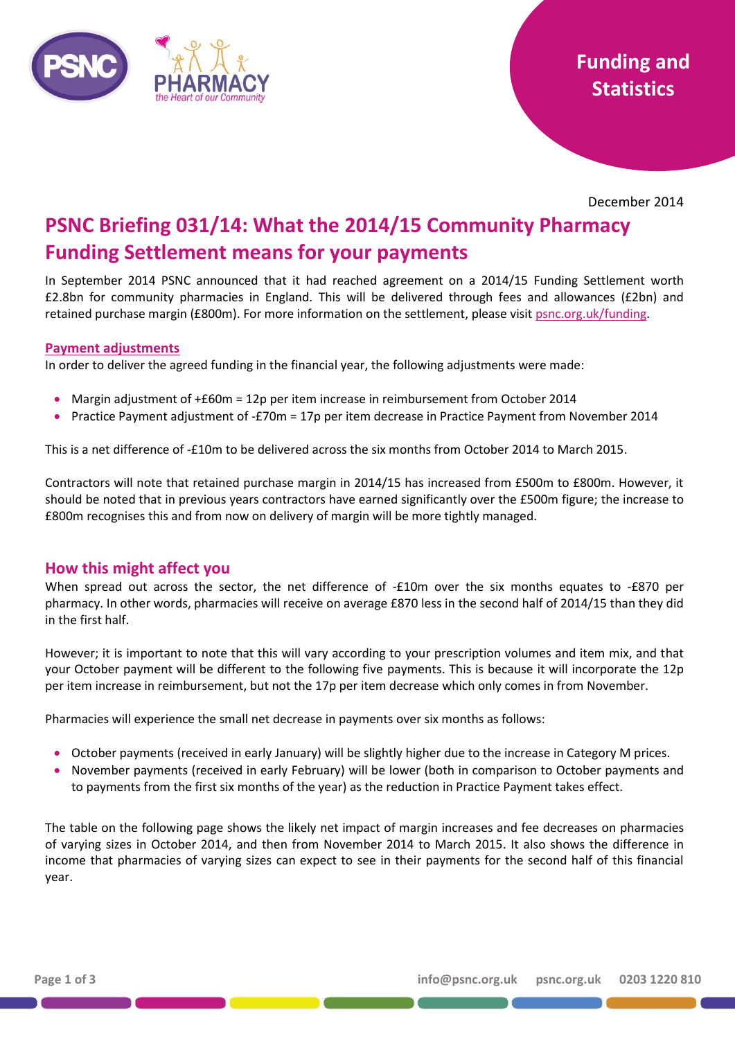Funding and Statistics

December 2014

# PSNC Briefing 031/14: What the 2014/15 Community Pharmacy Funding Settlement means for your payments

In September 2014 PSNC announced that it had reached agreement on a 2014/15 Funding Settlement worth £2.8bn for community pharmacies in England. This will be delivered through fees and allowances (£2bn) and retained purchase margin (£800m). For more information on the settlement, please visit psnc.org.uk/funding.

## Payment adjustments

In order to deliver the agreed funding in the financial year, the following adjustments were made:

- Margin adjustment of +£60m = 12p per item increase in reimbursement from October 2014
- Practice Payment adjustment of -£70m = 17p per item decrease in Practice Payment from November 2014

This is a net difference of -£10m to be delivered across the six months from October 2014 to March 2015.

Contractors will note that retained purchase margin in 2014/15 has increased from £500m to £800m. However, it should be noted that in previous years contractors have earned significantly over the £500m figure; the increase to £800m recognises this and from now on delivery of margin will be more tightly managed.

## How this might affect you

When spread out across the sector, the net difference of -£10m over the six months equates to -£870 per pharmacy. In other words, pharmacies will receive on average £870 less in the second half of 2014/15 than they did in the first half.

However; it is important to note that this will vary according to your prescription volumes and item mix, and that your October payment will be different to the following five payments. This is because it will incorporate the 12p per item increase in reimbursement, but not the 17p per item decrease which only comes in from November.

Pharmacies will experience the small net decrease in payments over six months as follows:

- October payments (received in early January) will be slightly higher due to the increase in Category M prices.
- November payments (received in early February) will be lower (both in comparison to October payments and to payments from the first six months of the year) as the reduction in Practice Payment takes effect.

The table on the following page shows the likely net impact of margin increases and fee decreases on pharmacies of varying sizes in October 2014, and then from November 2014 to March 2015. It also shows the difference in income that pharmacies of varying sizes can expect to see in their payments for the second half of this financial year.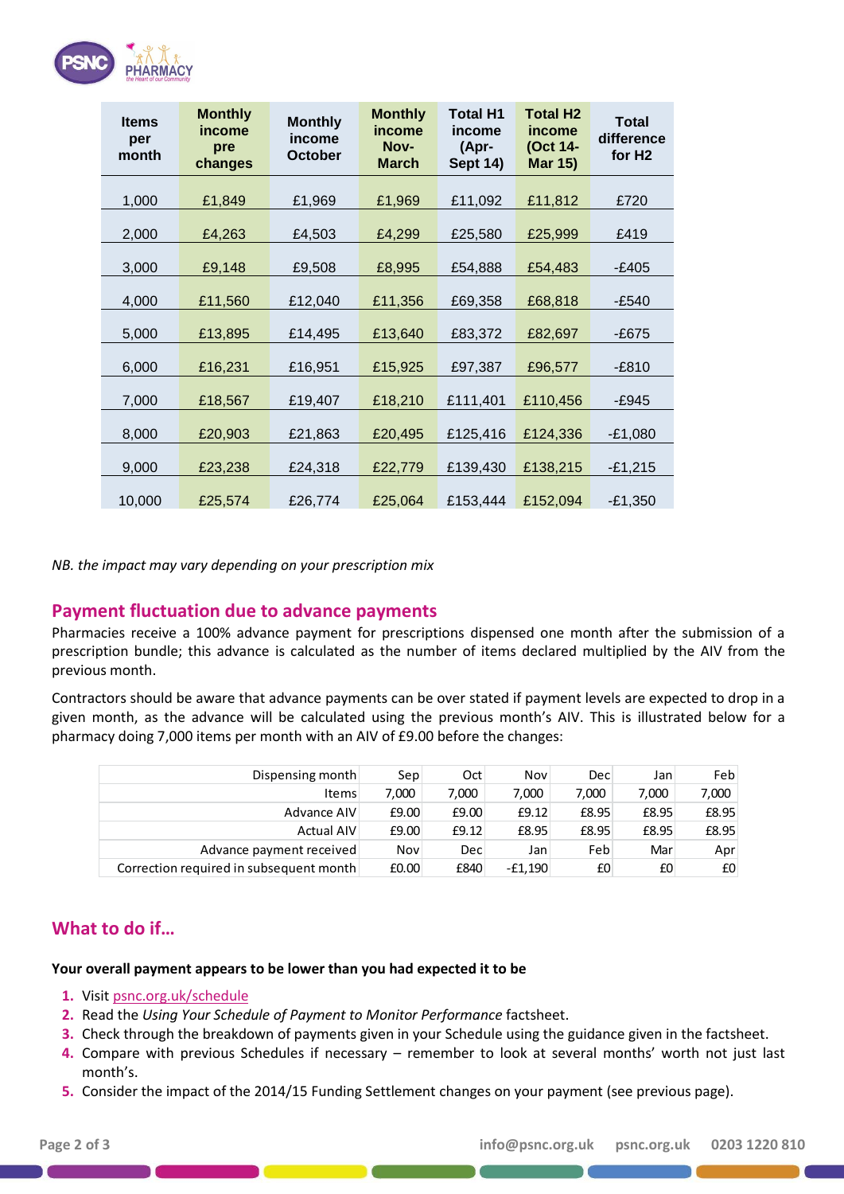| Items per month | Monthly income pre changes | Monthly income October | Monthly income Nov-March | Total H1 income (Apr-Sept 14) | Total H2 income (Oct 14-Mar 15) | Total difference for H2 |
|---|---|---|---|---|---|---|
| 1,000 | £1,849 | £1,969 | £1,969 | £11,092 | £11,812 | £720 |
| 2,000 | £4,263 | £4,503 | £4,299 | £25,580 | £25,999 | £419 |
| 3,000 | £9,148 | £9,508 | £8,995 | £54,888 | £54,483 | -£405 |
| 4,000 | £11,560 | £12,040 | £11,356 | £69,358 | £68,818 | -£540 |
| 5,000 | £13,895 | £14,495 | £13,640 | £83,372 | £82,697 | -£675 |
| 6,000 | £16,231 | £16,951 | £15,925 | £97,387 | £96,577 | -£810 |
| 7,000 | £18,567 | £19,407 | £18,210 | £111,401 | £110,456 | -£945 |
| 8,000 | £20,903 | £21,863 | £20,495 | £125,416 | £124,336 | -£1,080 |
| 9,000 | £23,238 | £24,318 | £22,779 | £139,430 | £138,215 | -£1,215 |
| 10,000 | £25,574 | £26,774 | £25,064 | £153,444 | £152,094 | -£1,350 |

*NB. the impact may vary depending on your prescription mix*

## Payment fluctuation due to advance payments

Pharmacies receive a 100% advance payment for prescriptions dispensed one month after the submission of a prescription bundle; this advance is calculated as the number of items declared multiplied by the AIV from the previous month.

Contractors should be aware that advance payments can be over stated if payment levels are expected to drop in a given month, as the advance will be calculated using the previous month's AIV. This is illustrated below for a pharmacy doing 7,000 items per month with an AIV of £9.00 before the changes:

| Dispensing month | Sep | Oct | Nov | Dec | Jan | Feb |
|---|---|---|---|---|---|---|
| Items | 7,000 | 7,000 | 7,000 | 7,000 | 7,000 | 7,000 |
| Advance AIV | £9.00 | £9.00 | £9.12 | £8.95 | £8.95 | £8.95 |
| Actual AIV | £9.00 | £9.12 | £8.95 | £8.95 | £8.95 | £8.95 |
| Advance payment received | Nov | Dec | Jan | Feb | Mar | Apr |
| Correction required in subsequent month | £0.00 | £840 | -£1,190 | £0 | £0 | £0 |

## What to do if…

**Your overall payment appears to be lower than you had expected it to be**

1. Visit psnc.org.uk/schedule
2. Read the *Using Your Schedule of Payment to Monitor Performance* factsheet.
3. Check through the breakdown of payments given in your Schedule using the guidance given in the factsheet.
4. Compare with previous Schedules if necessary – remember to look at several months' worth not just last month's.
5. Consider the impact of the 2014/15 Funding Settlement changes on your payment (see previous page).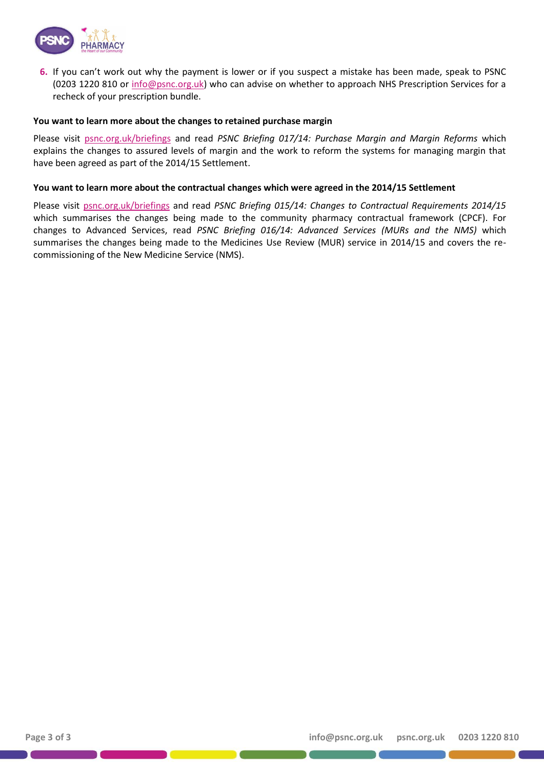6. If you can't work out why the payment is lower or if you suspect a mistake has been made, speak to PSNC (0203 1220 810 or info@psnc.org.uk) who can advise on whether to approach NHS Prescription Services for a recheck of your prescription bundle.

**You want to learn more about the changes to retained purchase margin**

Please visit psnc.org.uk/briefings and read *PSNC Briefing 017/14: Purchase Margin and Margin Reforms* which explains the changes to assured levels of margin and the work to reform the systems for managing margin that have been agreed as part of the 2014/15 Settlement.

**You want to learn more about the contractual changes which were agreed in the 2014/15 Settlement**

Please visit psnc.org.uk/briefings and read *PSNC Briefing 015/14: Changes to Contractual Requirements 2014/15* which summarises the changes being made to the community pharmacy contractual framework (CPCF). For changes to Advanced Services, read *PSNC Briefing 016/14: Advanced Services (MURs and the NMS)* which summarises the changes being made to the Medicines Use Review (MUR) service in 2014/15 and covers the re-commissioning of the New Medicine Service (NMS).